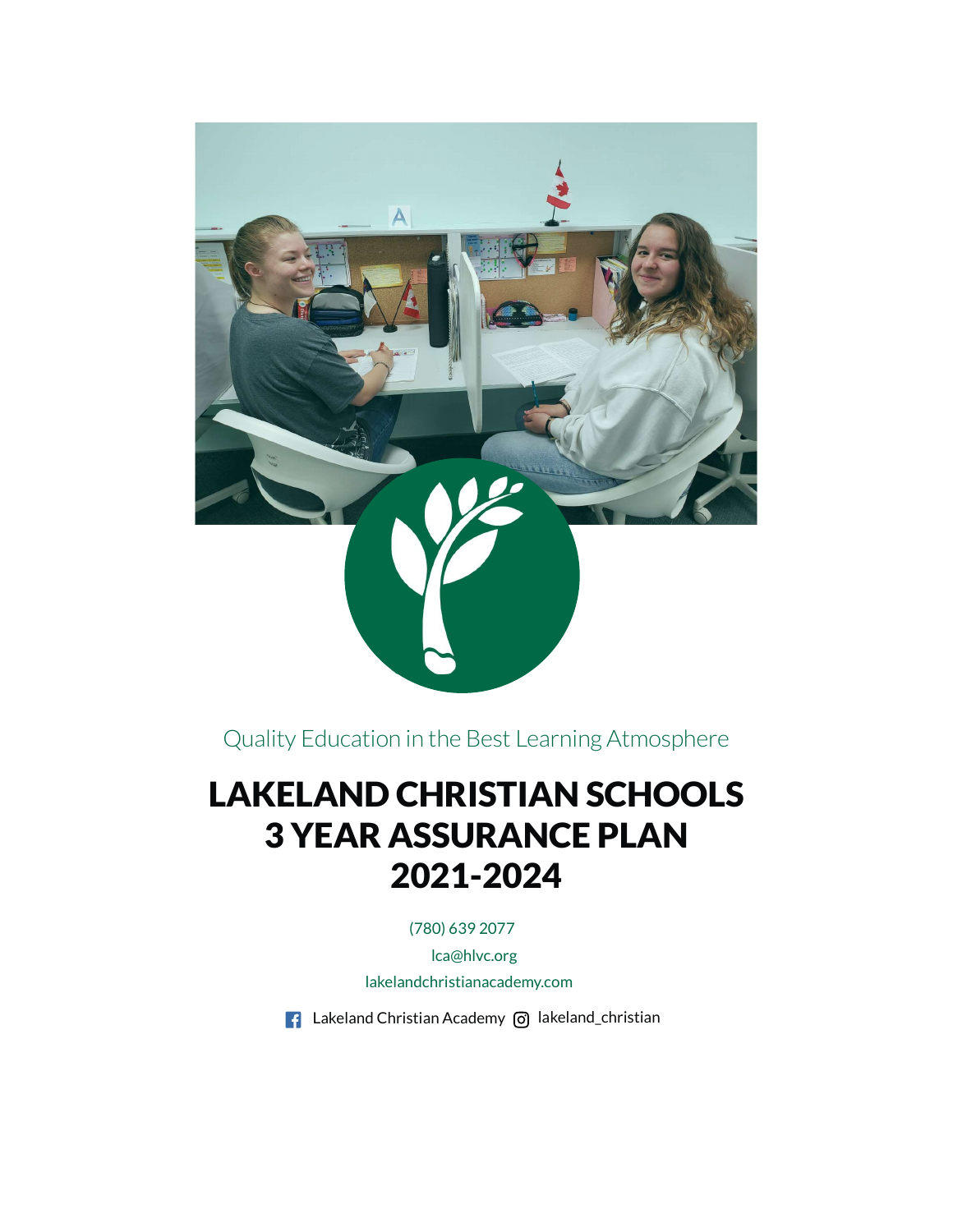Quality Education in the Best Learning Atmosphere

# LAKELAND CHRISTIAN SCHOOLS 3 YEAR ASSURANCE PLAN 2021-2024

(780) 639 2077

lca@hlvc.org

lakelandchristianacademy.com

Lakeland Christian Academy lakeland_christian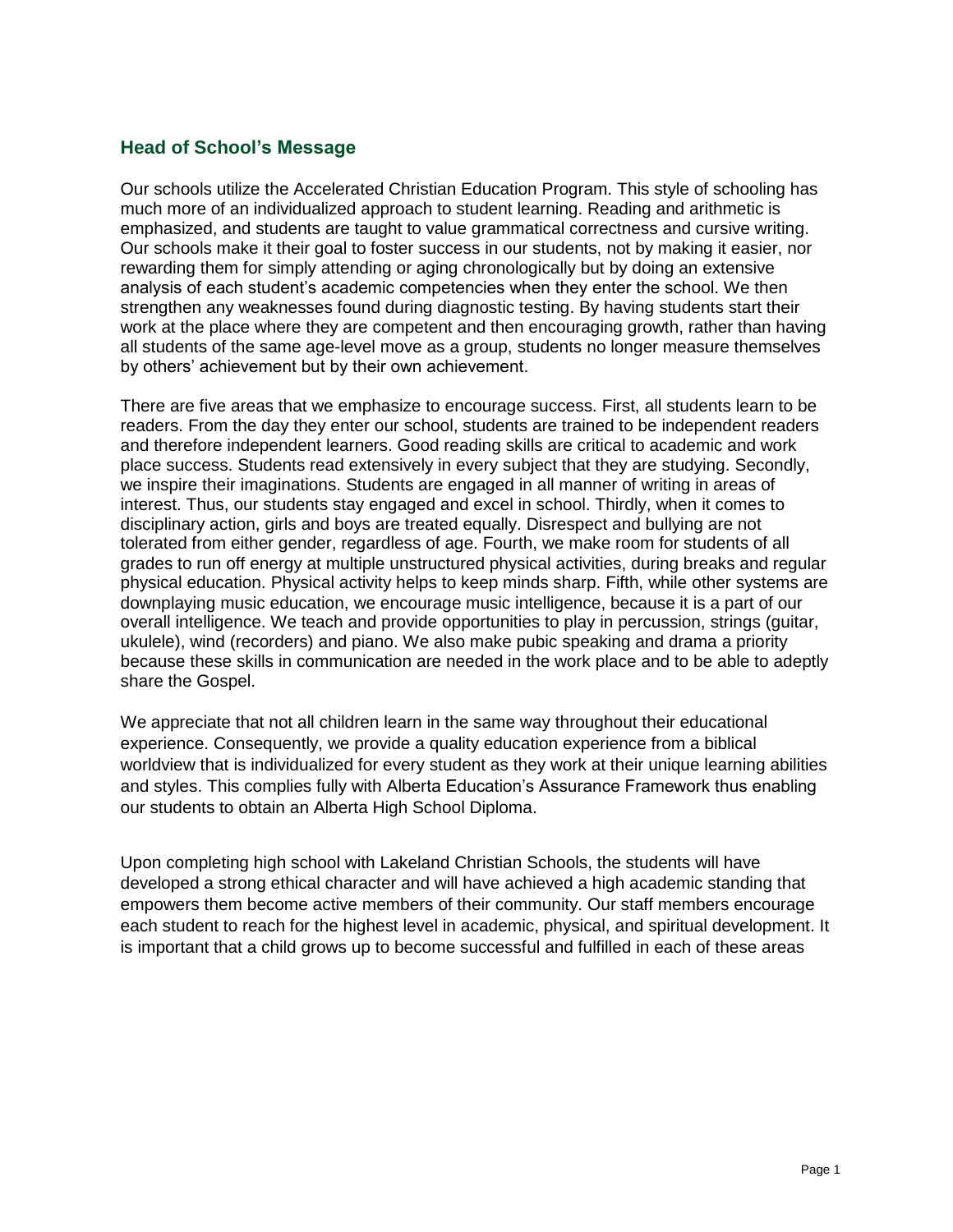## Head of School's Message

Our schools utilize the Accelerated Christian Education Program. This style of schooling has much more of an individualized approach to student learning. Reading and arithmetic is emphasized, and students are taught to value grammatical correctness and cursive writing. Our schools make it their goal to foster success in our students, not by making it easier, nor rewarding them for simply attending or aging chronologically but by doing an extensive analysis of each student's academic competencies when they enter the school. We then strengthen any weaknesses found during diagnostic testing. By having students start their work at the place where they are competent and then encouraging growth, rather than having all students of the same age-level move as a group, students no longer measure themselves by others' achievement but by their own achievement.

There are five areas that we emphasize to encourage success. First, all students learn to be readers. From the day they enter our school, students are trained to be independent readers and therefore independent learners. Good reading skills are critical to academic and work place success. Students read extensively in every subject that they are studying. Secondly, we inspire their imaginations. Students are engaged in all manner of writing in areas of interest. Thus, our students stay engaged and excel in school. Thirdly, when it comes to disciplinary action, girls and boys are treated equally. Disrespect and bullying are not tolerated from either gender, regardless of age. Fourth, we make room for students of all grades to run off energy at multiple unstructured physical activities, during breaks and regular physical education. Physical activity helps to keep minds sharp. Fifth, while other systems are downplaying music education, we encourage music intelligence, because it is a part of our overall intelligence. We teach and provide opportunities to play in percussion, strings (guitar, ukulele), wind (recorders) and piano. We also make pubic speaking and drama a priority because these skills in communication are needed in the work place and to be able to adeptly share the Gospel.

We appreciate that not all children learn in the same way throughout their educational experience. Consequently, we provide a quality education experience from a biblical worldview that is individualized for every student as they work at their unique learning abilities and styles. This complies fully with Alberta Education's Assurance Framework thus enabling our students to obtain an Alberta High School Diploma.

Upon completing high school with Lakeland Christian Schools, the students will have developed a strong ethical character and will have achieved a high academic standing that empowers them become active members of their community. Our staff members encourage each student to reach for the highest level in academic, physical, and spiritual development. It is important that a child grows up to become successful and fulfilled in each of these areas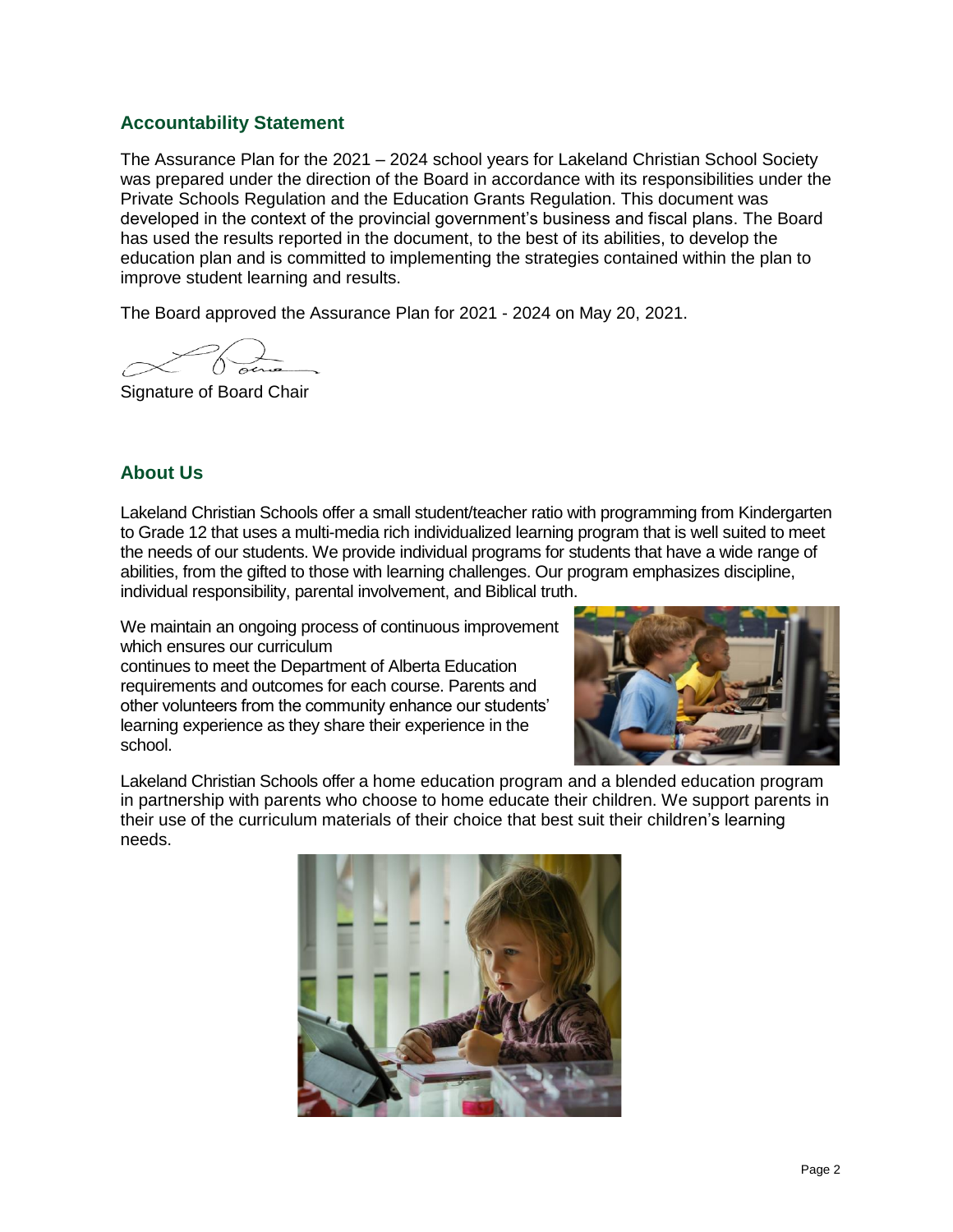## Accountability Statement

The Assurance Plan for the 2021 – 2024 school years for Lakeland Christian School Society was prepared under the direction of the Board in accordance with its responsibilities under the Private Schools Regulation and the Education Grants Regulation. This document was developed in the context of the provincial government's business and fiscal plans. The Board has used the results reported in the document, to the best of its abilities, to develop the education plan and is committed to implementing the strategies contained within the plan to improve student learning and results.

The Board approved the Assurance Plan for 2021 - 2024 on May 20, 2021.

Signature of Board Chair

## About Us

Lakeland Christian Schools offer a small student/teacher ratio with programming from Kindergarten to Grade 12 that uses a multi-media rich individualized learning program that is well suited to meet the needs of our students. We provide individual programs for students that have a wide range of abilities, from the gifted to those with learning challenges. Our program emphasizes discipline, individual responsibility, parental involvement, and Biblical truth.

We maintain an ongoing process of continuous improvement which ensures our curriculum continues to meet the Department of Alberta Education requirements and outcomes for each course. Parents and other volunteers from the community enhance our students' learning experience as they share their experience in the school.

Lakeland Christian Schools offer a home education program and a blended education program in partnership with parents who choose to home educate their children. We support parents in their use of the curriculum materials of their choice that best suit their children's learning needs.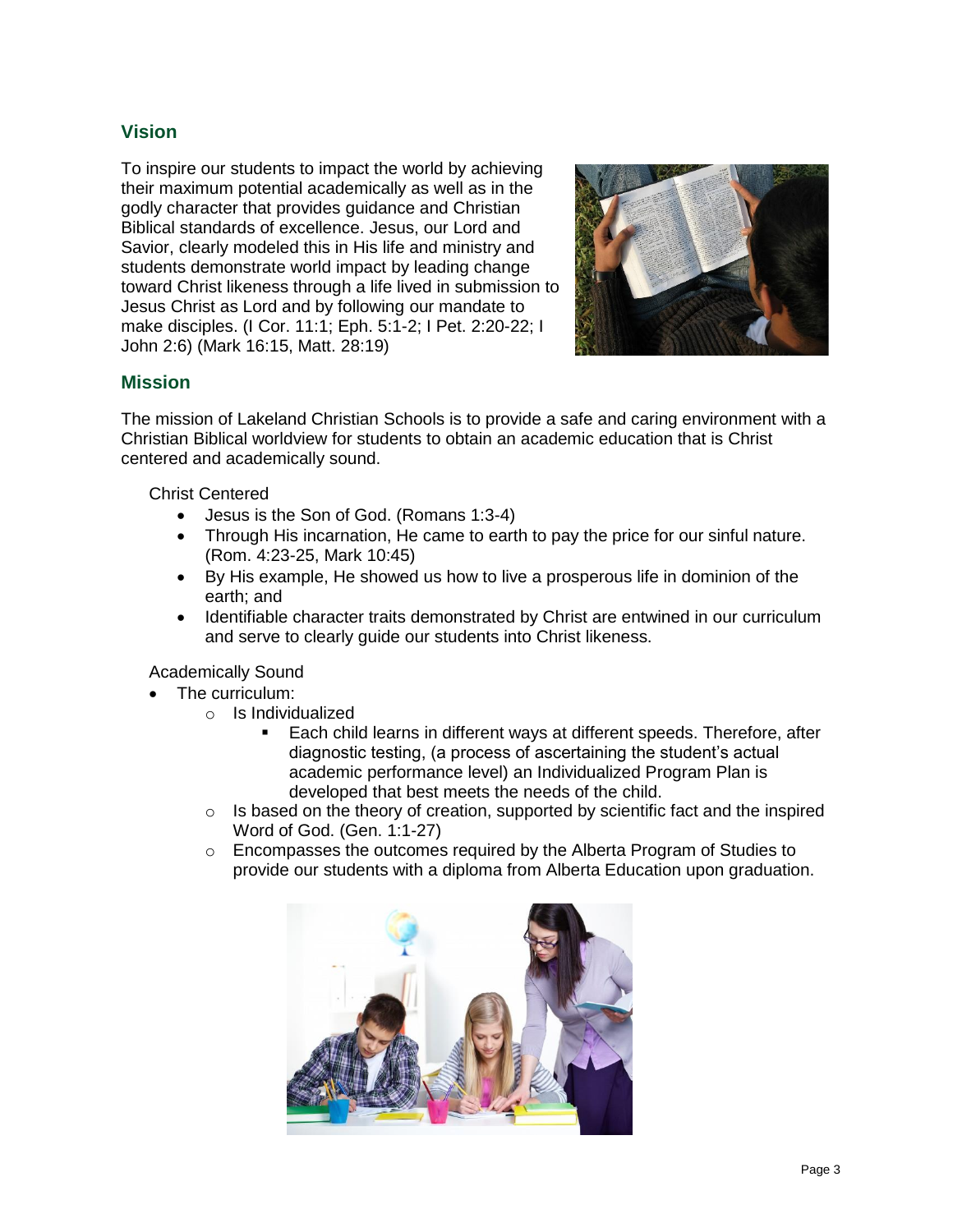## Vision

To inspire our students to impact the world by achieving their maximum potential academically as well as in the godly character that provides guidance and Christian Biblical standards of excellence. Jesus, our Lord and Savior, clearly modeled this in His life and ministry and students demonstrate world impact by leading change toward Christ likeness through a life lived in submission to Jesus Christ as Lord and by following our mandate to make disciples. (I Cor. 11:1; Eph. 5:1-2; I Pet. 2:20-22; I John 2:6) (Mark 16:15, Matt. 28:19)

## Mission

The mission of Lakeland Christian Schools is to provide a safe and caring environment with a Christian Biblical worldview for students to obtain an academic education that is Christ centered and academically sound.

Christ Centered

- Jesus is the Son of God. (Romans 1:3-4)
- Through His incarnation, He came to earth to pay the price for our sinful nature. (Rom. 4:23-25, Mark 10:45)
- By His example, He showed us how to live a prosperous life in dominion of the earth; and
- Identifiable character traits demonstrated by Christ are entwined in our curriculum and serve to clearly guide our students into Christ likeness.

Academically Sound

- The curriculum:
  - Is Individualized
    - Each child learns in different ways at different speeds. Therefore, after diagnostic testing, (a process of ascertaining the student's actual academic performance level) an Individualized Program Plan is developed that best meets the needs of the child.
  - Is based on the theory of creation, supported by scientific fact and the inspired Word of God. (Gen. 1:1-27)
  - Encompasses the outcomes required by the Alberta Program of Studies to provide our students with a diploma from Alberta Education upon graduation.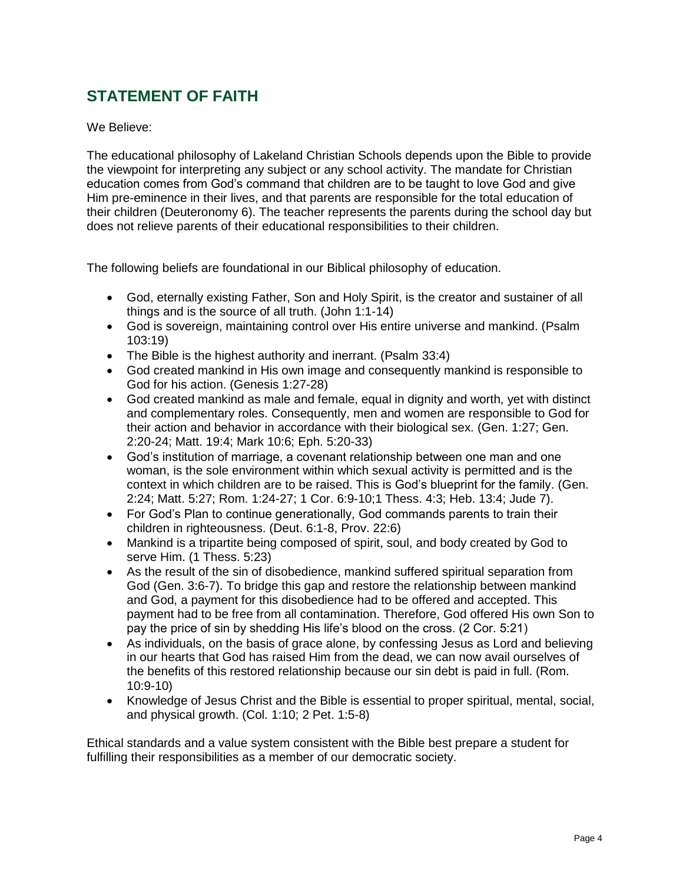## STATEMENT OF FAITH

We Believe:

The educational philosophy of Lakeland Christian Schools depends upon the Bible to provide the viewpoint for interpreting any subject or any school activity. The mandate for Christian education comes from God's command that children are to be taught to love God and give Him pre-eminence in their lives, and that parents are responsible for the total education of their children (Deuteronomy 6). The teacher represents the parents during the school day but does not relieve parents of their educational responsibilities to their children.

The following beliefs are foundational in our Biblical philosophy of education.

- God, eternally existing Father, Son and Holy Spirit, is the creator and sustainer of all things and is the source of all truth. (John 1:1-14)
- God is sovereign, maintaining control over His entire universe and mankind. (Psalm 103:19)
- The Bible is the highest authority and inerrant. (Psalm 33:4)
- God created mankind in His own image and consequently mankind is responsible to God for his action. (Genesis 1:27-28)
- God created mankind as male and female, equal in dignity and worth, yet with distinct and complementary roles. Consequently, men and women are responsible to God for their action and behavior in accordance with their biological sex. (Gen. 1:27; Gen. 2:20-24; Matt. 19:4; Mark 10:6; Eph. 5:20-33)
- God's institution of marriage, a covenant relationship between one man and one woman, is the sole environment within which sexual activity is permitted and is the context in which children are to be raised. This is God's blueprint for the family. (Gen. 2:24; Matt. 5:27; Rom. 1:24-27; 1 Cor. 6:9-10;1 Thess. 4:3; Heb. 13:4; Jude 7).
- For God's Plan to continue generationally, God commands parents to train their children in righteousness. (Deut. 6:1-8, Prov. 22:6)
- Mankind is a tripartite being composed of spirit, soul, and body created by God to serve Him. (1 Thess. 5:23)
- As the result of the sin of disobedience, mankind suffered spiritual separation from God (Gen. 3:6-7). To bridge this gap and restore the relationship between mankind and God, a payment for this disobedience had to be offered and accepted. This payment had to be free from all contamination. Therefore, God offered His own Son to pay the price of sin by shedding His life's blood on the cross. (2 Cor. 5:21)
- As individuals, on the basis of grace alone, by confessing Jesus as Lord and believing in our hearts that God has raised Him from the dead, we can now avail ourselves of the benefits of this restored relationship because our sin debt is paid in full. (Rom. 10:9-10)
- Knowledge of Jesus Christ and the Bible is essential to proper spiritual, mental, social, and physical growth. (Col. 1:10; 2 Pet. 1:5-8)

Ethical standards and a value system consistent with the Bible best prepare a student for fulfilling their responsibilities as a member of our democratic society.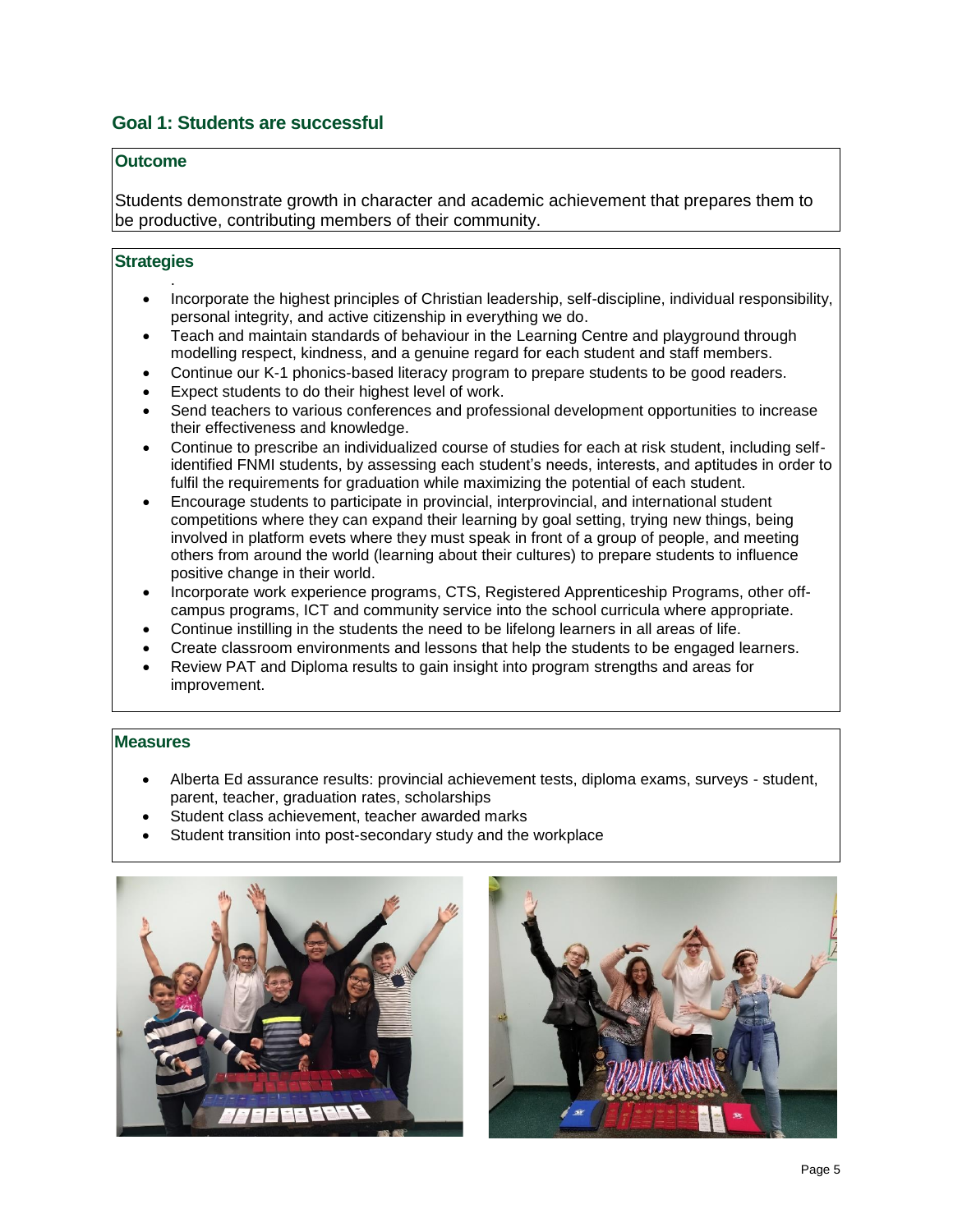## Goal 1: Students are successful

### Outcome

Students demonstrate growth in character and academic achievement that prepares them to be productive, contributing members of their community.

### Strategies

- Incorporate the highest principles of Christian leadership, self-discipline, individual responsibility, personal integrity, and active citizenship in everything we do.
- Teach and maintain standards of behaviour in the Learning Centre and playground through modelling respect, kindness, and a genuine regard for each student and staff members.
- Continue our K-1 phonics-based literacy program to prepare students to be good readers.
- Expect students to do their highest level of work.
- Send teachers to various conferences and professional development opportunities to increase their effectiveness and knowledge.
- Continue to prescribe an individualized course of studies for each at risk student, including self-identified FNMI students, by assessing each student's needs, interests, and aptitudes in order to fulfil the requirements for graduation while maximizing the potential of each student.
- Encourage students to participate in provincial, interprovincial, and international student competitions where they can expand their learning by goal setting, trying new things, being involved in platform evets where they must speak in front of a group of people, and meeting others from around the world (learning about their cultures) to prepare students to influence positive change in their world.
- Incorporate work experience programs, CTS, Registered Apprenticeship Programs, other off-campus programs, ICT and community service into the school curricula where appropriate.
- Continue instilling in the students the need to be lifelong learners in all areas of life.
- Create classroom environments and lessons that help the students to be engaged learners.
- Review PAT and Diploma results to gain insight into program strengths and areas for improvement.

### Measures

- Alberta Ed assurance results: provincial achievement tests, diploma exams, surveys - student, parent, teacher, graduation rates, scholarships
- Student class achievement, teacher awarded marks
- Student transition into post-secondary study and the workplace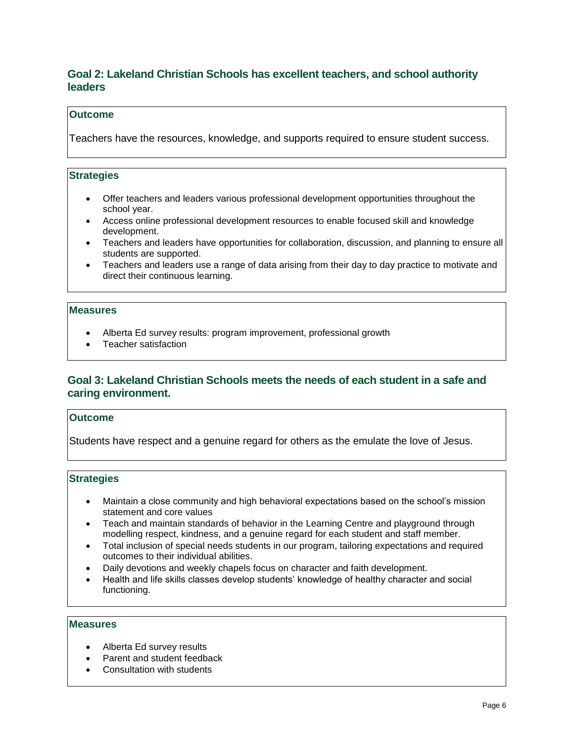## Goal 2: Lakeland Christian Schools has excellent teachers, and school authority leaders

### Outcome

Teachers have the resources, knowledge, and supports required to ensure student success.

### Strategies

- Offer teachers and leaders various professional development opportunities throughout the school year.
- Access online professional development resources to enable focused skill and knowledge development.
- Teachers and leaders have opportunities for collaboration, discussion, and planning to ensure all students are supported.
- Teachers and leaders use a range of data arising from their day to day practice to motivate and direct their continuous learning.

### Measures

- Alberta Ed survey results: program improvement, professional growth
- Teacher satisfaction

## Goal 3: Lakeland Christian Schools meets the needs of each student in a safe and caring environment.

### Outcome

Students have respect and a genuine regard for others as the emulate the love of Jesus.

### Strategies

- Maintain a close community and high behavioral expectations based on the school's mission statement and core values
- Teach and maintain standards of behavior in the Learning Centre and playground through modelling respect, kindness, and a genuine regard for each student and staff member.
- Total inclusion of special needs students in our program, tailoring expectations and required outcomes to their individual abilities.
- Daily devotions and weekly chapels focus on character and faith development.
- Health and life skills classes develop students' knowledge of healthy character and social functioning.

### Measures

- Alberta Ed survey results
- Parent and student feedback
- Consultation with students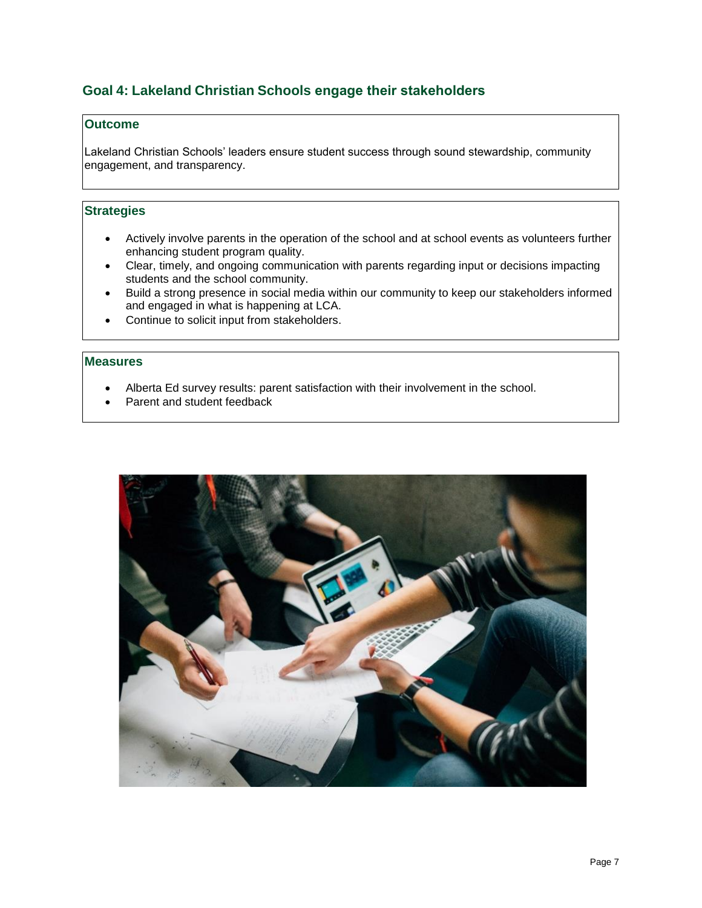## Goal 4: Lakeland Christian Schools engage their stakeholders

### Outcome

Lakeland Christian Schools' leaders ensure student success through sound stewardship, community engagement, and transparency.

### Strategies

- Actively involve parents in the operation of the school and at school events as volunteers further enhancing student program quality.
- Clear, timely, and ongoing communication with parents regarding input or decisions impacting students and the school community.
- Build a strong presence in social media within our community to keep our stakeholders informed and engaged in what is happening at LCA.
- Continue to solicit input from stakeholders.

### Measures

- Alberta Ed survey results: parent satisfaction with their involvement in the school.
- Parent and student feedback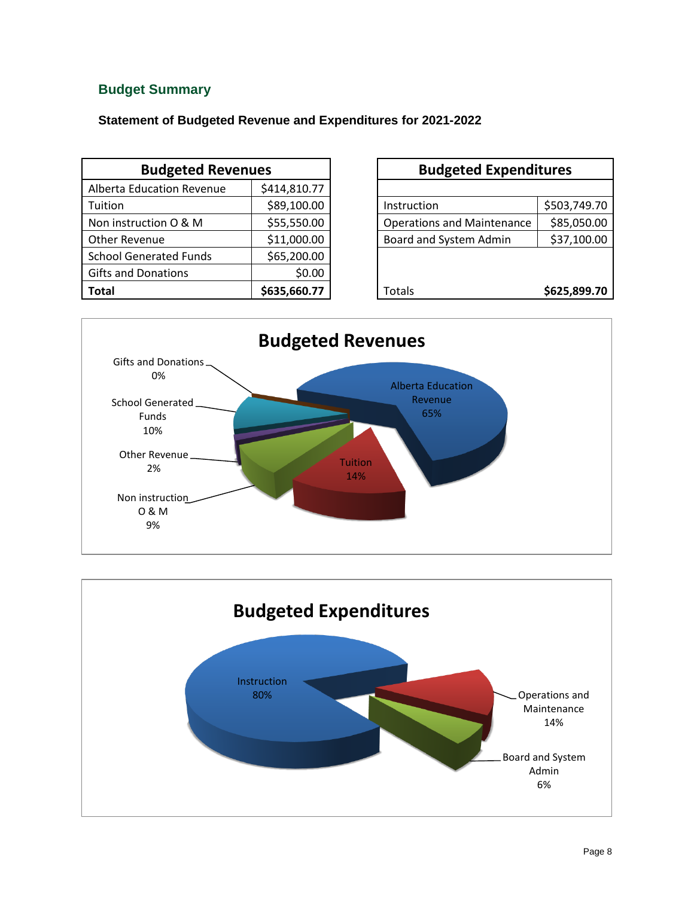## Budget Summary

### Statement of Budgeted Revenue and Expenditures for 2021-2022

| Budgeted Revenues | |
|---|---|
| Alberta Education Revenue | $414,810.77 |
| Tuition | $89,100.00 |
| Non instruction O & M | $55,550.00 |
| Other Revenue | $11,000.00 |
| School Generated Funds | $65,200.00 |
| Gifts and Donations | $0.00 |
| **Total** | **$635,660.77** |

| Budgeted Expenditures | |
|---|---|
| Instruction | $503,749.70 |
| Operations and Maintenance | $85,050.00 |
| Board and System Admin | $37,100.00 |
| Totals | **$625,899.70** |

**Budgeted Revenues**

Alberta Education Revenue 65%

Tuition 14%

Non instruction O & M 9%

Other Revenue 2%

School Generated Funds 10%

Gifts and Donations 0%

**Budgeted Expenditures**

Instruction 80%

Operations and Maintenance 14%

Board and System Admin 6%